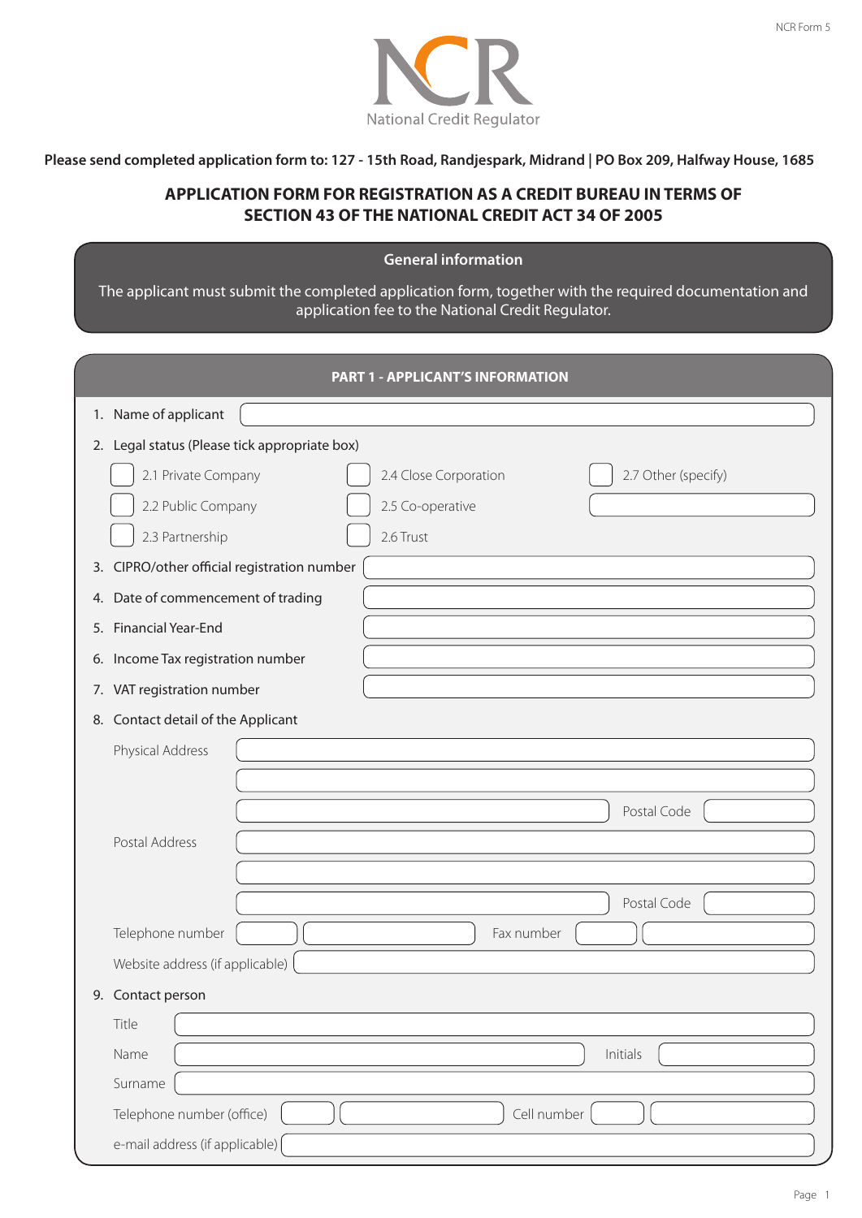NCR Form 5

NCR
National Credit Regulator

**Please send completed application form to: 127 - 15th Road, Randjespark, Midrand | PO Box 209, Halfway House, 1685**

## APPLICATION FORM FOR REGISTRATION AS A CREDIT BUREAU IN TERMS OF SECTION 43 OF THE NATIONAL CREDIT ACT 34 OF 2005

### General information

The applicant must submit the completed application form, together with the required documentation and application fee to the National Credit Regulator.

### PART 1 - APPLICANT'S INFORMATION

1. Name of applicant
2. Legal status (Please tick appropriate box)
   - 2.1 Private Company
   - 2.2 Public Company
   - 2.3 Partnership
   - 2.4 Close Corporation
   - 2.5 Co-operative
   - 2.6 Trust
   - 2.7 Other (specify)
3. CIPRO/other official registration number
4. Date of commencement of trading
5. Financial Year-End
6. Income Tax registration number
7. VAT registration number
8. Contact detail of the Applicant

   Physical Address

   Postal Code

   Postal Address

   Postal Code

   Telephone number

   Fax number

   Website address (if applicable)
9. Contact person

   Title

   Name

   Initials

   Surname

   Telephone number (office)

   Cell number

   e-mail address (if applicable)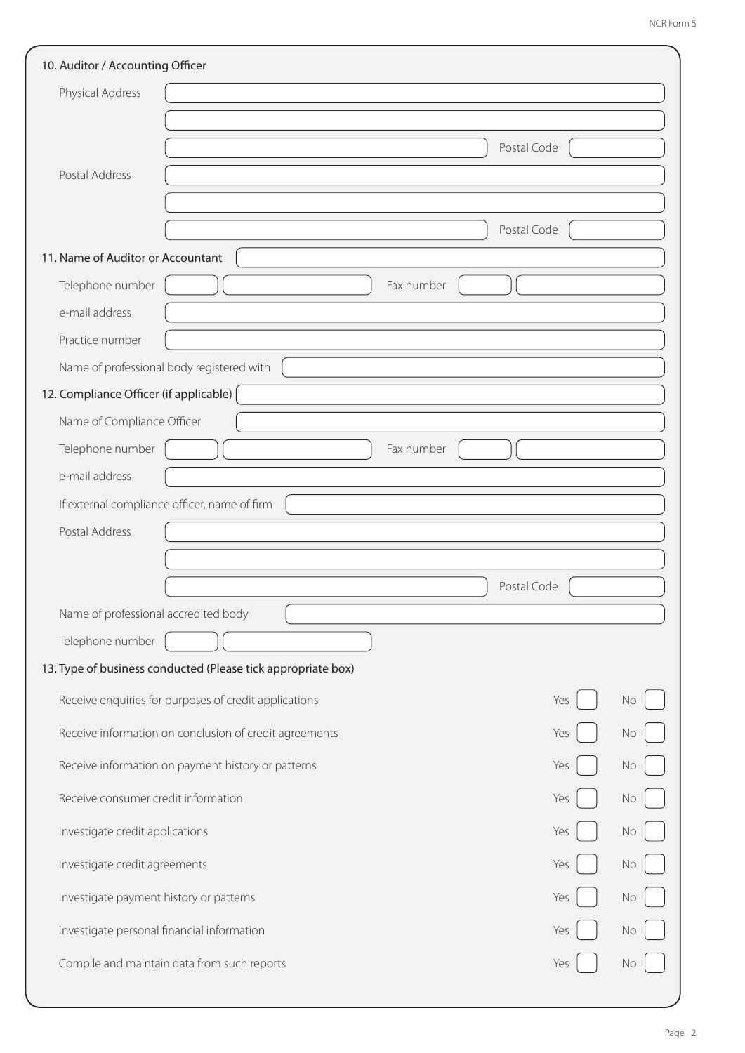## 10. Auditor / Accounting Officer

Physical Address

Postal Code

Postal Address

Postal Code

## 11. Name of Auditor or Accountant

Telephone number

Fax number

e-mail address

Practice number

Name of professional body registered with

## 12. Compliance Officer (if applicable)

Name of Compliance Officer

Telephone number

Fax number

e-mail address

If external compliance officer, name of firm

Postal Address

Postal Code

Name of professional accredited body

Telephone number

## 13. Type of business conducted (Please tick appropriate box)

| Type of business | Yes | No |
|---|---|---|
| Receive enquiries for purposes of credit applications | | |
| Receive information on conclusion of credit agreements | | |
| Receive information on payment history or patterns | | |
| Receive consumer credit information | | |
| Investigate credit applications | | |
| Investigate credit agreements | | |
| Investigate payment history or patterns | | |
| Investigate personal financial information | | |
| Compile and maintain data from such reports | | |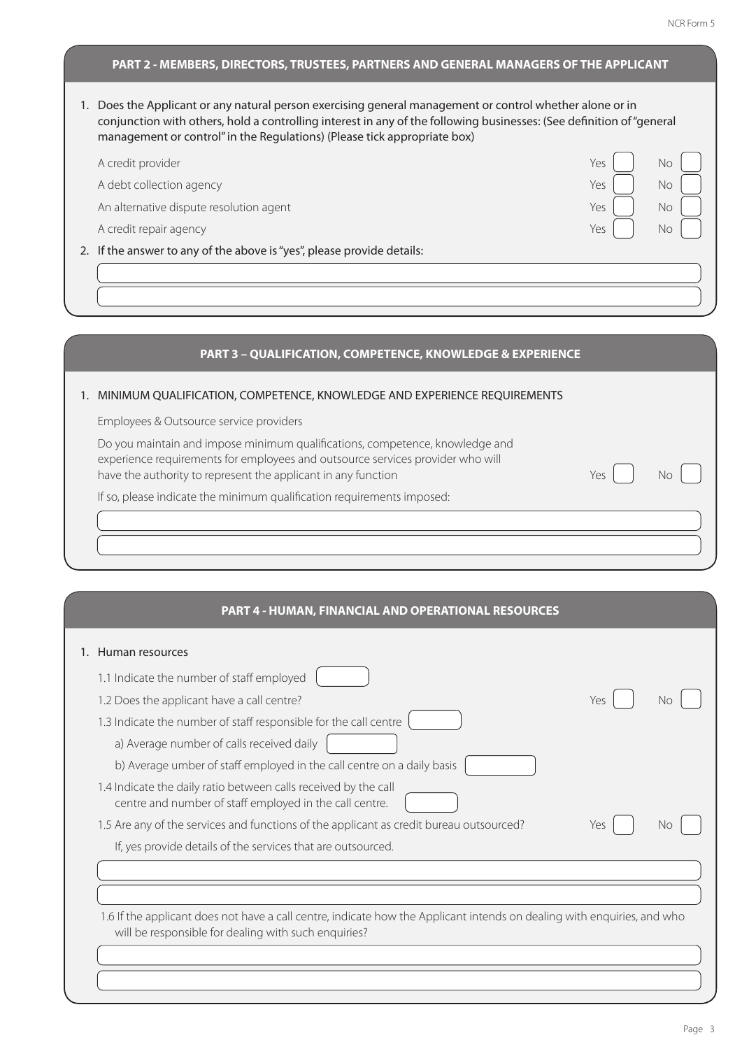## PART 2 - MEMBERS, DIRECTORS, TRUSTEES, PARTNERS AND GENERAL MANAGERS OF THE APPLICANT

1. Does the Applicant or any natural person exercising general management or control whether alone or in conjunction with others, hold a controlling interest in any of the following businesses: (See definition of "general management or control" in the Regulations) (Please tick appropriate box)

| | | |
|---|---|---|
| A credit provider | Yes ☐ | No ☐ |
| A debt collection agency | Yes ☐ | No ☐ |
| An alternative dispute resolution agent | Yes ☐ | No ☐ |
| A credit repair agency | Yes ☐ | No ☐ |

2. If the answer to any of the above is "yes", please provide details:

______________________________

______________________________

## PART 3 – QUALIFICATION, COMPETENCE, KNOWLEDGE & EXPERIENCE

1. MINIMUM QUALIFICATION, COMPETENCE, KNOWLEDGE AND EXPERIENCE REQUIREMENTS

Employees & Outsource service providers

Do you maintain and impose minimum qualifications, competence, knowledge and experience requirements for employees and outsource services provider who will have the authority to represent the applicant in any function Yes ☐ No ☐

If so, please indicate the minimum qualification requirements imposed:

______________________________

______________________________

## PART 4 - HUMAN, FINANCIAL AND OPERATIONAL RESOURCES

1. Human resources

1.1 Indicate the number of staff employed ☐

1.2 Does the applicant have a call centre? Yes ☐ No ☐

1.3 Indicate the number of staff responsible for the call centre ☐

a) Average number of calls received daily ☐

b) Average umber of staff employed in the call centre on a daily basis ☐

1.4 Indicate the daily ratio between calls received by the call centre and number of staff employed in the call centre. ☐

1.5 Are any of the services and functions of the applicant as credit bureau outsourced? Yes ☐ No ☐

If, yes provide details of the services that are outsourced.

______________________________

______________________________

1.6 If the applicant does not have a call centre, indicate how the Applicant intends on dealing with enquiries, and who will be responsible for dealing with such enquiries?

______________________________

______________________________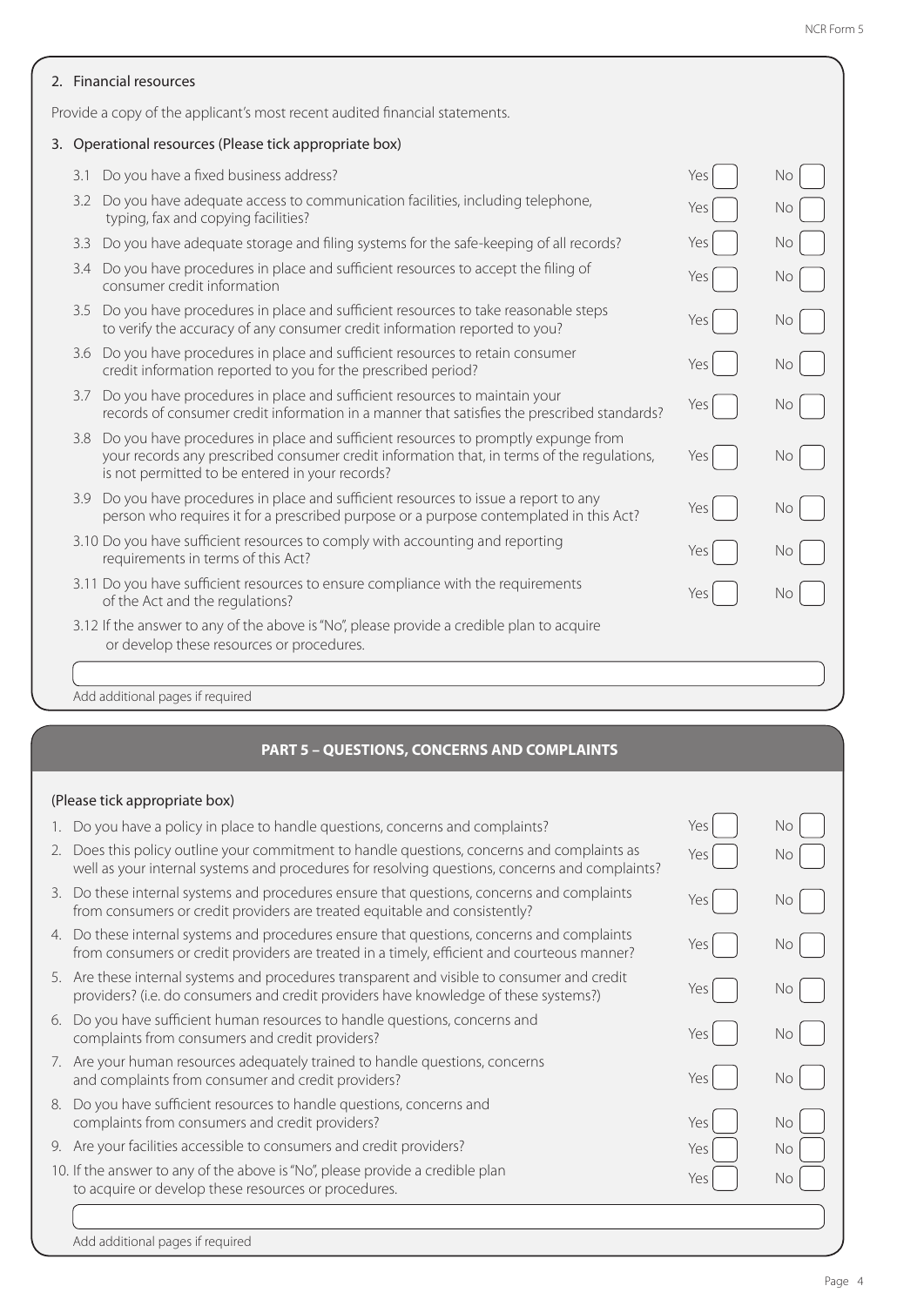2. Financial resources

Provide a copy of the applicant's most recent audited financial statements.

3. Operational resources (Please tick appropriate box)

| | | Yes | No |
|---|---|---|---|
| 3.1 | Do you have a fixed business address? | Yes ☐ | No ☐ |
| 3.2 | Do you have adequate access to communication facilities, including telephone, typing, fax and copying facilities? | Yes ☐ | No ☐ |
| 3.3 | Do you have adequate storage and filing systems for the safe-keeping of all records? | Yes ☐ | No ☐ |
| 3.4 | Do you have procedures in place and sufficient resources to accept the filing of consumer credit information | Yes ☐ | No ☐ |
| 3.5 | Do you have procedures in place and sufficient resources to take reasonable steps to verify the accuracy of any consumer credit information reported to you? | Yes ☐ | No ☐ |
| 3.6 | Do you have procedures in place and sufficient resources to retain consumer credit information reported to you for the prescribed period? | Yes ☐ | No ☐ |
| 3.7 | Do you have procedures in place and sufficient resources to maintain your records of consumer credit information in a manner that satisfies the prescribed standards? | Yes ☐ | No ☐ |
| 3.8 | Do you have procedures in place and sufficient resources to promptly expunge from your records any prescribed consumer credit information that, in terms of the regulations, is not permitted to be entered in your records? | Yes ☐ | No ☐ |
| 3.9 | Do you have procedures in place and sufficient resources to issue a report to any person who requires it for a prescribed purpose or a purpose contemplated in this Act? | Yes ☐ | No ☐ |
| 3.10 | Do you have sufficient resources to comply with accounting and reporting requirements in terms of this Act? | Yes ☐ | No ☐ |
| 3.11 | Do you have sufficient resources to ensure compliance with the requirements of the Act and the regulations? | Yes ☐ | No ☐ |

3.12 If the answer to any of the above is "No", please provide a credible plan to acquire or develop these resources or procedures.

Add additional pages if required

## PART 5 – QUESTIONS, CONCERNS AND COMPLAINTS

(Please tick appropriate box)

| | | Yes | No |
|---|---|---|---|
| 1. | Do you have a policy in place to handle questions, concerns and complaints? | Yes ☐ | No ☐ |
| 2. | Does this policy outline your commitment to handle questions, concerns and complaints as well as your internal systems and procedures for resolving questions, concerns and complaints? | Yes ☐ | No ☐ |
| 3. | Do these internal systems and procedures ensure that questions, concerns and complaints from consumers or credit providers are treated equitable and consistently? | Yes ☐ | No ☐ |
| 4. | Do these internal systems and procedures ensure that questions, concerns and complaints from consumers or credit providers are treated in a timely, efficient and courteous manner? | Yes ☐ | No ☐ |
| 5. | Are these internal systems and procedures transparent and visible to consumer and credit providers? (i.e. do consumers and credit providers have knowledge of these systems?) | Yes ☐ | No ☐ |
| 6. | Do you have sufficient human resources to handle questions, concerns and complaints from consumers and credit providers? | Yes ☐ | No ☐ |
| 7. | Are your human resources adequately trained to handle questions, concerns and complaints from consumer and credit providers? | Yes ☐ | No ☐ |
| 8. | Do you have sufficient resources to handle questions, concerns and complaints from consumers and credit providers? | Yes ☐ | No ☐ |
| 9. | Are your facilities accessible to consumers and credit providers? | Yes ☐ | No ☐ |
| 10. | If the answer to any of the above is "No", please provide a credible plan to acquire or develop these resources or procedures. | Yes ☐ | No ☐ |

Add additional pages if required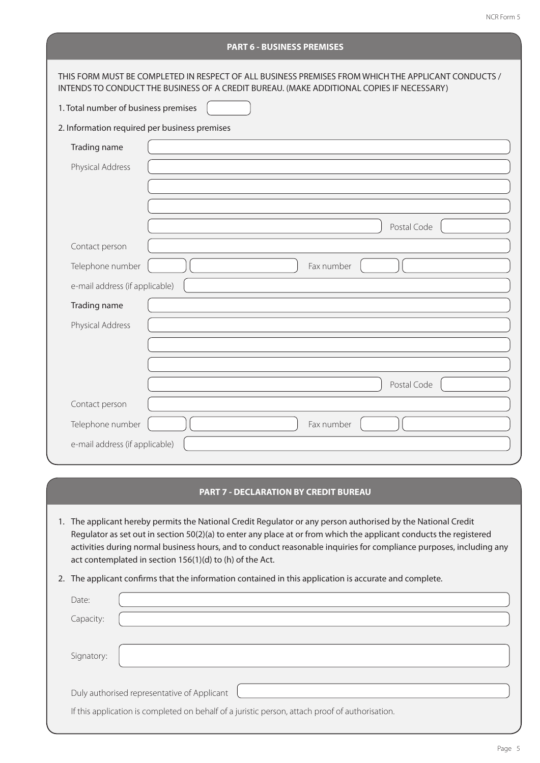## PART 6 - BUSINESS PREMISES

THIS FORM MUST BE COMPLETED IN RESPECT OF ALL BUSINESS PREMISES FROM WHICH THE APPLICANT CONDUCTS / INTENDS TO CONDUCT THE BUSINESS OF A CREDIT BUREAU. (MAKE ADDITIONAL COPIES IF NECESSARY)

1. Total number of business premises

2. Information required per business premises

Trading name

Physical Address

Postal Code

Contact person

Telephone number

Fax number

e-mail address (if applicable)

Trading name

Physical Address

Postal Code

Contact person

Telephone number

Fax number

e-mail address (if applicable)

## PART 7 - DECLARATION BY CREDIT BUREAU

1. The applicant hereby permits the National Credit Regulator or any person authorised by the National Credit Regulator as set out in section 50(2)(a) to enter any place at or from which the applicant conducts the registered activities during normal business hours, and to conduct reasonable inquiries for compliance purposes, including any act contemplated in section 156(1)(d) to (h) of the Act.
2. The applicant confirms that the information contained in this application is accurate and complete.

Date:

Capacity:

Signatory:

Duly authorised representative of Applicant

If this application is completed on behalf of a juristic person, attach proof of authorisation.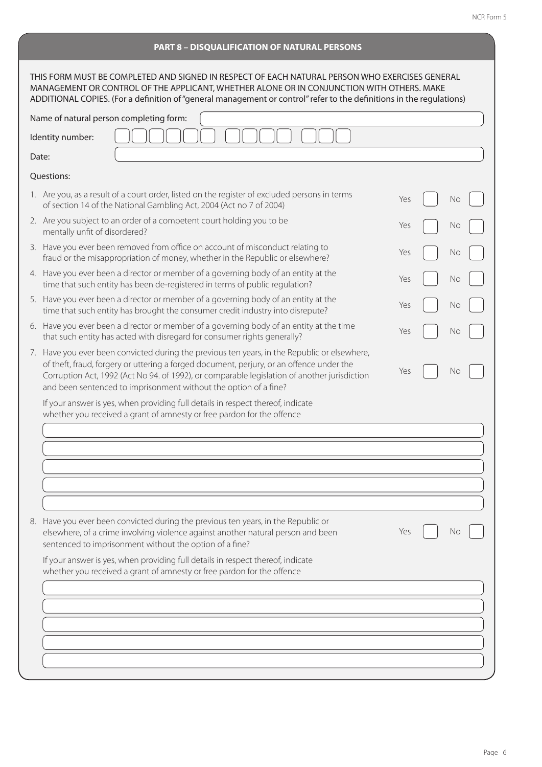## PART 8 – DISQUALIFICATION OF NATURAL PERSONS

THIS FORM MUST BE COMPLETED AND SIGNED IN RESPECT OF EACH NATURAL PERSON WHO EXERCISES GENERAL MANAGEMENT OR CONTROL OF THE APPLICANT, WHETHER ALONE OR IN CONJUNCTION WITH OTHERS. MAKE ADDITIONAL COPIES. (For a definition of "general management or control" refer to the definitions in the regulations)

Name of natural person completing form: \_\_\_\_\_\_\_\_\_\_\_\_\_\_\_\_\_\_\_\_

Identity number: \_\_\_\_\_\_\_\_\_\_\_\_\_\_\_\_\_\_\_\_

Date: \_\_\_\_\_\_\_\_\_\_\_\_\_\_\_\_\_\_\_\_

Questions:

1. Are you, as a result of a court order, listed on the register of excluded persons in terms of section 14 of the National Gambling Act, 2004 (Act no 7 of 2004) — Yes ☐ No ☐
2. Are you subject to an order of a competent court holding you to be mentally unfit of disordered? — Yes ☐ No ☐
3. Have you ever been removed from office on account of misconduct relating to fraud or the misappropriation of money, whether in the Republic or elsewhere? — Yes ☐ No ☐
4. Have you ever been a director or member of a governing body of an entity at the time that such entity has been de-registered in terms of public regulation? — Yes ☐ No ☐
5. Have you ever been a director or member of a governing body of an entity at the time that such entity has brought the consumer credit industry into disrepute? — Yes ☐ No ☐
6. Have you ever been a director or member of a governing body of an entity at the time that such entity has acted with disregard for consumer rights generally? — Yes ☐ No ☐
7. Have you ever been convicted during the previous ten years, in the Republic or elsewhere, of theft, fraud, forgery or uttering a forged document, perjury, or an offence under the Corruption Act, 1992 (Act No 94. of 1992), or comparable legislation of another jurisdiction and been sentenced to imprisonment without the option of a fine? — Yes ☐ No ☐

   If your answer is yes, when providing full details in respect thereof, indicate whether you received a grant of amnesty or free pardon for the offence

   \_\_\_\_\_\_\_\_\_\_\_\_\_\_\_\_\_\_\_\_

   \_\_\_\_\_\_\_\_\_\_\_\_\_\_\_\_\_\_\_\_

   \_\_\_\_\_\_\_\_\_\_\_\_\_\_\_\_\_\_\_\_

   \_\_\_\_\_\_\_\_\_\_\_\_\_\_\_\_\_\_\_\_

   \_\_\_\_\_\_\_\_\_\_\_\_\_\_\_\_\_\_\_\_

8. Have you ever been convicted during the previous ten years, in the Republic or elsewhere, of a crime involving violence against another natural person and been sentenced to imprisonment without the option of a fine? — Yes ☐ No ☐

   If your answer is yes, when providing full details in respect thereof, indicate whether you received a grant of amnesty or free pardon for the offence

   \_\_\_\_\_\_\_\_\_\_\_\_\_\_\_\_\_\_\_\_

   \_\_\_\_\_\_\_\_\_\_\_\_\_\_\_\_\_\_\_\_

   \_\_\_\_\_\_\_\_\_\_\_\_\_\_\_\_\_\_\_\_

   \_\_\_\_\_\_\_\_\_\_\_\_\_\_\_\_\_\_\_\_

   \_\_\_\_\_\_\_\_\_\_\_\_\_\_\_\_\_\_\_\_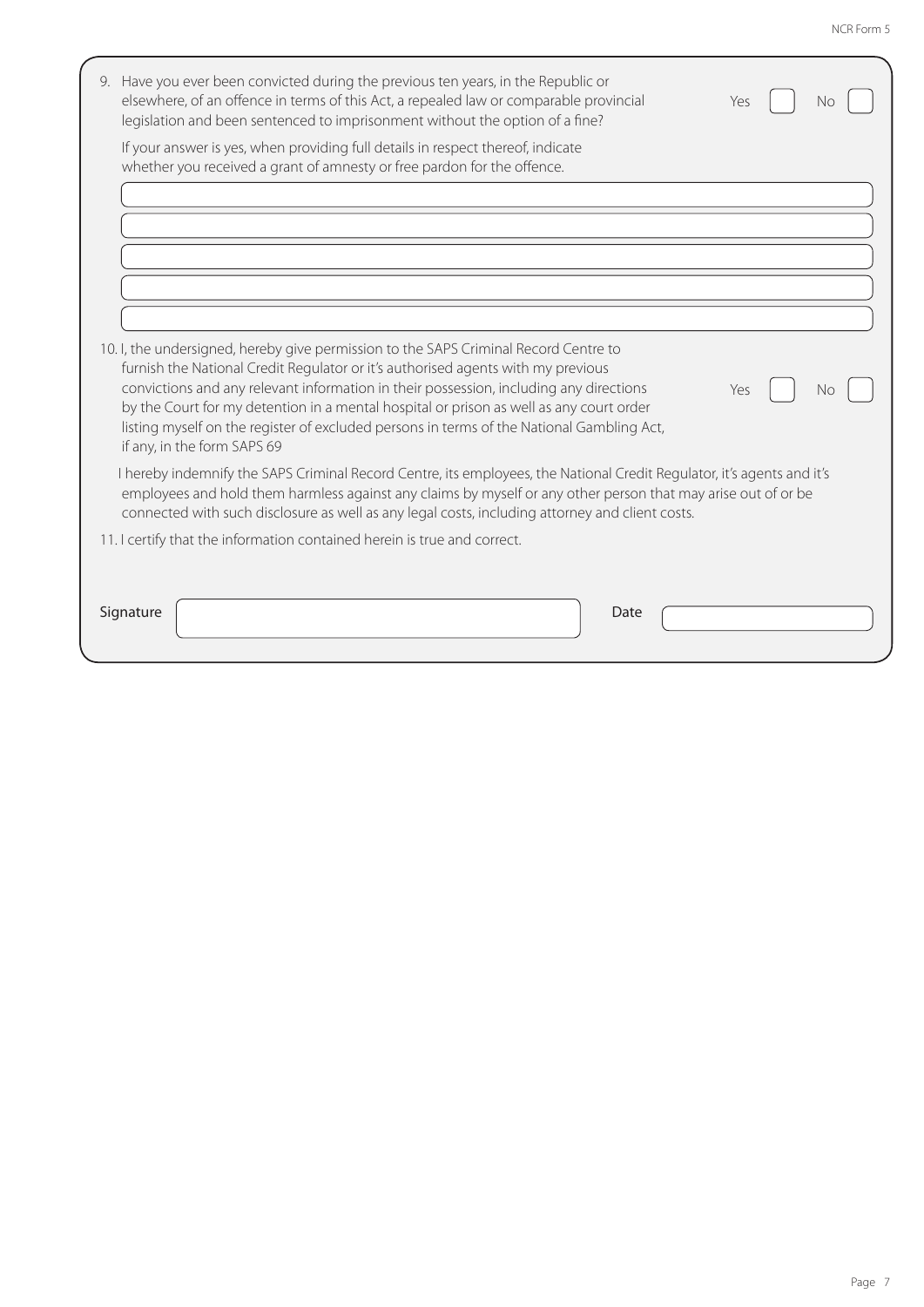9. Have you ever been convicted during the previous ten years, in the Republic or elsewhere, of an offence in terms of this Act, a repealed law or comparable provincial legislation and been sentenced to imprisonment without the option of a fine? Yes ☐ No ☐

   If your answer is yes, when providing full details in respect thereof, indicate whether you received a grant of amnesty or free pardon for the offence.

   ______________________________________________

   ______________________________________________

   ______________________________________________

   ______________________________________________

   ______________________________________________

10. I, the undersigned, hereby give permission to the SAPS Criminal Record Centre to furnish the National Credit Regulator or it's authorised agents with my previous convictions and any relevant information in their possession, including any directions by the Court for my detention in a mental hospital or prison as well as any court order listing myself on the register of excluded persons in terms of the National Gambling Act, if any, in the form SAPS 69 Yes ☐ No ☐

    I hereby indemnify the SAPS Criminal Record Centre, its employees, the National Credit Regulator, it's agents and it's employees and hold them harmless against any claims by myself or any other person that may arise out of or be connected with such disclosure as well as any legal costs, including attorney and client costs.

11. I certify that the information contained herein is true and correct.

Signature ______________________ Date ______________